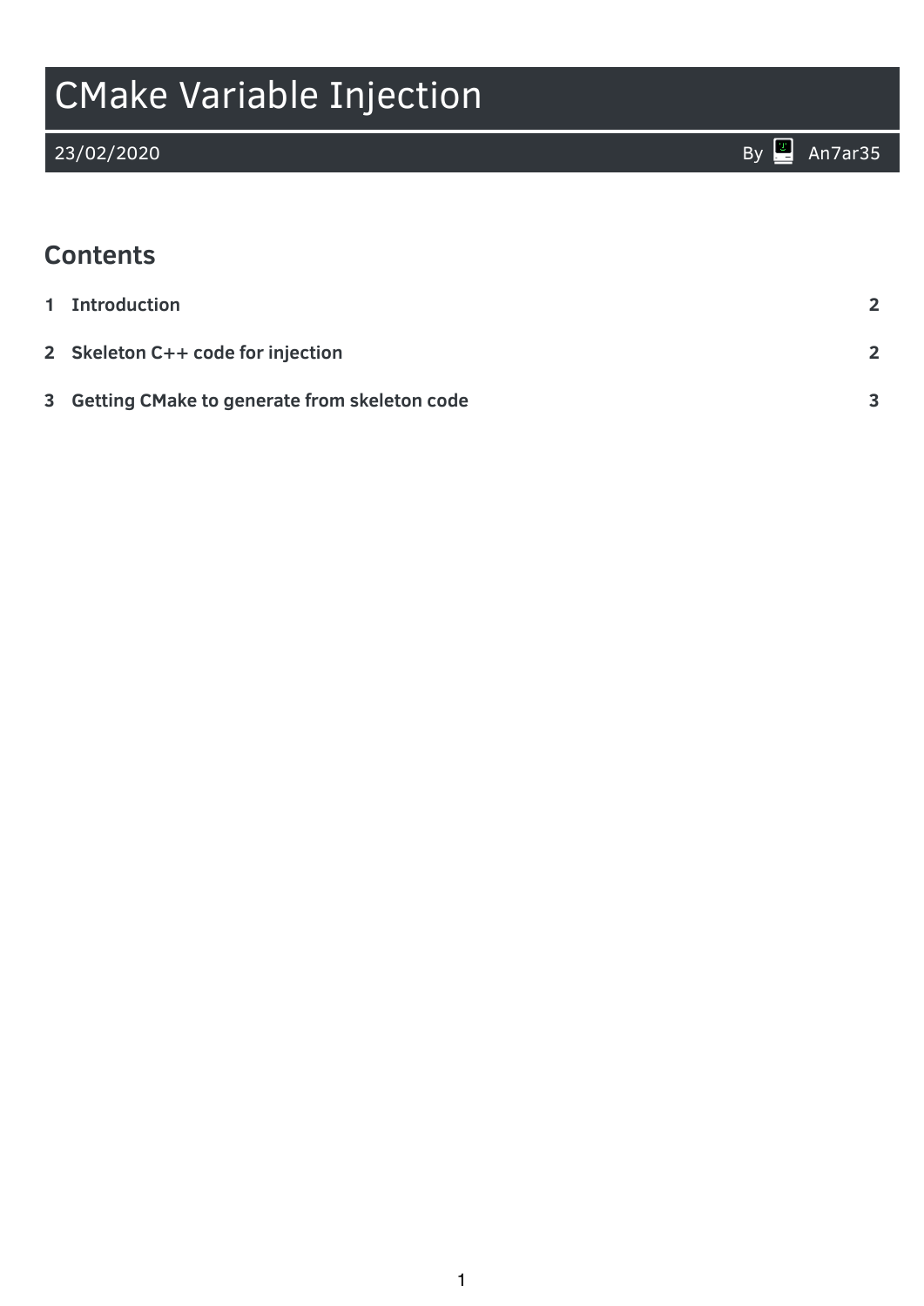# CMake Variable Injection

23/02/2020 By An7ar35

## Contents

1 Introduction 2

2 Skeleton C++ code for injection 2

3 Getting CMake to generate from skeleton code 3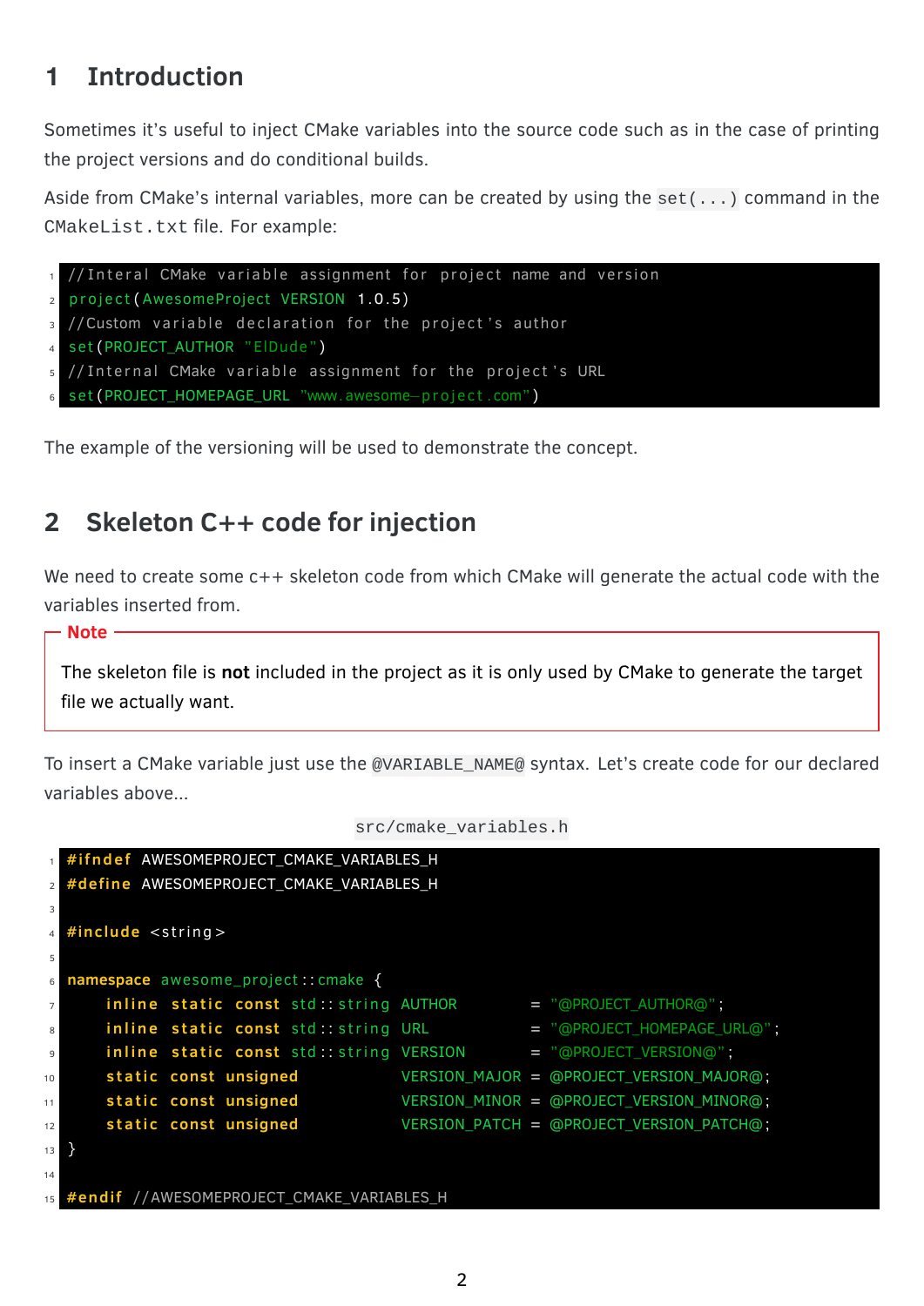## 1 Introduction

Sometimes it's useful to inject CMake variables into the source code such as in the case of printing the project versions and do conditional builds.

Aside from CMake's internal variables, more can be created by using the `set(...)` command in the `CMakeList.txt` file. For example:

```
//Interal CMake variable assignment for project name and version
project(AwesomeProject VERSION 1.0.5)
//Custom variable declaration for the project's author
set(PROJECT_AUTHOR "ElDude")
//Internal CMake variable assignment for the project's URL
set(PROJECT_HOMEPAGE_URL "www.awesome-project.com")
```

The example of the versioning will be used to demonstrate the concept.

## 2 Skeleton C++ code for injection

We need to create some c++ skeleton code from which CMake will generate the actual code with the variables inserted from.

**Note**

The skeleton file is **not** included in the project as it is only used by CMake to generate the target file we actually want.

To insert a CMake variable just use the `@VARIABLE_NAME@` syntax. Let's create code for our declared variables above...

`src/cmake_variables.h`

```
#ifndef AWESOMEPROJECT_CMAKE_VARIABLES_H
#define AWESOMEPROJECT_CMAKE_VARIABLES_H

#include <string>

namespace awesome_project::cmake {
    inline static const std::string AUTHOR        = "@PROJECT_AUTHOR@";
    inline static const std::string URL           = "@PROJECT_HOMEPAGE_URL@";
    inline static const std::string VERSION       = "@PROJECT_VERSION@";
    static const unsigned           VERSION_MAJOR = @PROJECT_VERSION_MAJOR@;
    static const unsigned           VERSION_MINOR = @PROJECT_VERSION_MINOR@;
    static const unsigned           VERSION_PATCH = @PROJECT_VERSION_PATCH@;
}

#endif //AWESOMEPROJECT_CMAKE_VARIABLES_H
```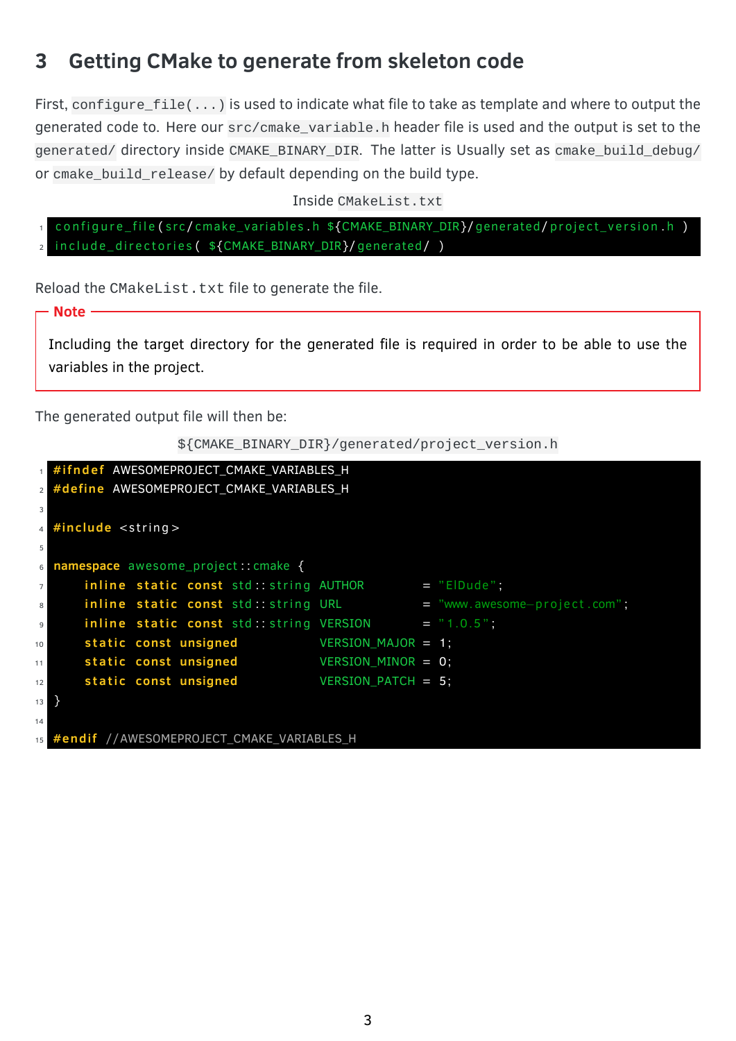# 3 Getting CMake to generate from skeleton code

First, `configure_file(...)` is used to indicate what file to take as template and where to output the generated code to. Here our `src/cmake_variable.h` header file is used and the output is set to the `generated/` directory inside `CMAKE_BINARY_DIR`. The latter is Usually set as `cmake_build_debug/` or `cmake_build_release/` by default depending on the build type.

Inside `CMakeList.txt`

```
configure_file(src/cmake_variables.h ${CMAKE_BINARY_DIR}/generated/project_version.h )
include_directories( ${CMAKE_BINARY_DIR}/generated/ )
```

Reload the `CMakeList.txt` file to generate the file.

> **Note**
>
> Including the target directory for the generated file is required in order to be able to use the variables in the project.

The generated output file will then be:

`${CMAKE_BINARY_DIR}/generated/project_version.h`

```
#ifndef AWESOMEPROJECT_CMAKE_VARIABLES_H
#define AWESOMEPROJECT_CMAKE_VARIABLES_H

#include <string>

namespace awesome_project::cmake {
    inline static const std::string AUTHOR        = "ElDude";
    inline static const std::string URL           = "www.awesome-project.com";
    inline static const std::string VERSION       = "1.0.5";
    static const unsigned           VERSION_MAJOR = 1;
    static const unsigned           VERSION_MINOR = 0;
    static const unsigned           VERSION_PATCH = 5;
}

#endif //AWESOMEPROJECT_CMAKE_VARIABLES_H
```